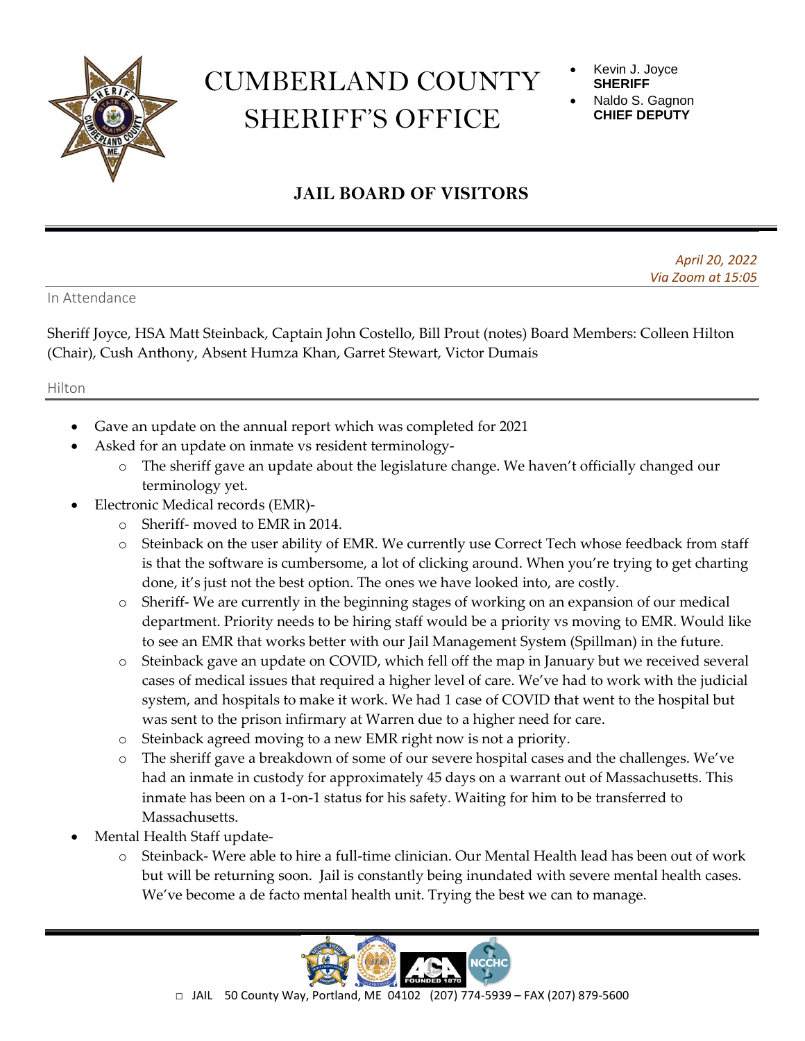# CUMBERLAND COUNTY SHERIFF'S OFFICE

- Kevin J. Joyce **SHERIFF**
- Naldo S. Gagnon **CHIEF DEPUTY**

## JAIL BOARD OF VISITORS

*April 20, 2022*
*Via Zoom at 15:05*

### In Attendance

Sheriff Joyce, HSA Matt Steinback, Captain John Costello, Bill Prout (notes) Board Members: Colleen Hilton (Chair), Cush Anthony, Absent Humza Khan, Garret Stewart, Victor Dumais

### Hilton

- Gave an update on the annual report which was completed for 2021
- Asked for an update on inmate vs resident terminology-
  - The sheriff gave an update about the legislature change. We haven't officially changed our terminology yet.
- Electronic Medical records (EMR)-
  - Sheriff- moved to EMR in 2014.
  - Steinback on the user ability of EMR. We currently use Correct Tech whose feedback from staff is that the software is cumbersome, a lot of clicking around. When you're trying to get charting done, it's just not the best option. The ones we have looked into, are costly.
  - Sheriff- We are currently in the beginning stages of working on an expansion of our medical department. Priority needs to be hiring staff would be a priority vs moving to EMR. Would like to see an EMR that works better with our Jail Management System (Spillman) in the future.
  - Steinback gave an update on COVID, which fell off the map in January but we received several cases of medical issues that required a higher level of care. We've had to work with the judicial system, and hospitals to make it work. We had 1 case of COVID that went to the hospital but was sent to the prison infirmary at Warren due to a higher need for care.
  - Steinback agreed moving to a new EMR right now is not a priority.
  - The sheriff gave a breakdown of some of our severe hospital cases and the challenges. We've had an inmate in custody for approximately 45 days on a warrant out of Massachusetts. This inmate has been on a 1-on-1 status for his safety. Waiting for him to be transferred to Massachusetts.
- Mental Health Staff update-
  - Steinback- Were able to hire a full-time clinician. Our Mental Health lead has been out of work but will be returning soon. Jail is constantly being inundated with severe mental health cases. We've become a de facto mental health unit. Trying the best we can to manage.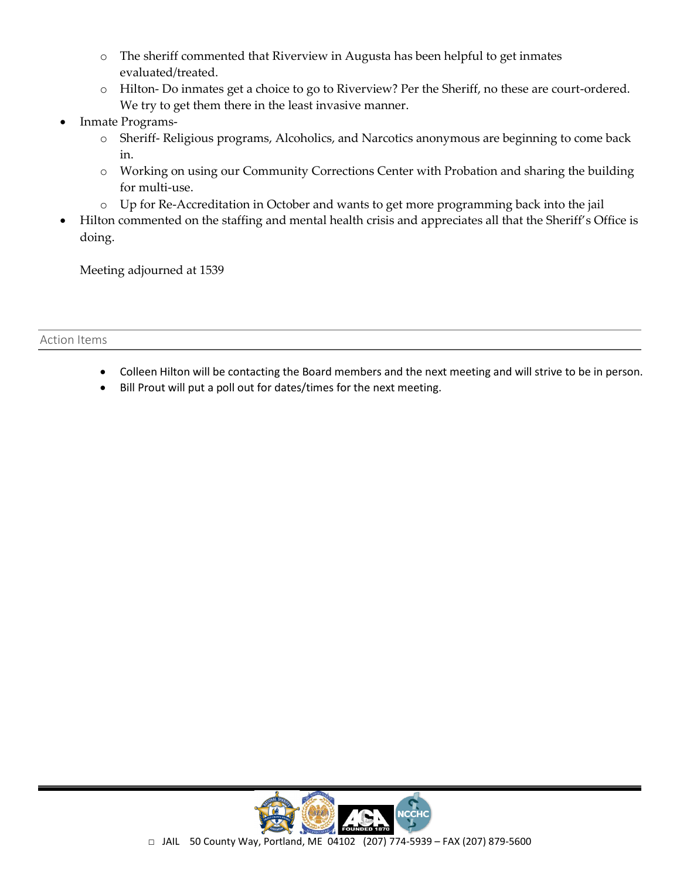- The sheriff commented that Riverview in Augusta has been helpful to get inmates evaluated/treated.
  - Hilton- Do inmates get a choice to go to Riverview? Per the Sheriff, no these are court-ordered. We try to get them there in the least invasive manner.
- Inmate Programs-
  - Sheriff- Religious programs, Alcoholics, and Narcotics anonymous are beginning to come back in.
  - Working on using our Community Corrections Center with Probation and sharing the building for multi-use.
  - Up for Re-Accreditation in October and wants to get more programming back into the jail
- Hilton commented on the staffing and mental health crisis and appreciates all that the Sheriff's Office is doing.

Meeting adjourned at 1539

## Action Items

- Colleen Hilton will be contacting the Board members and the next meeting and will strive to be in person.
- Bill Prout will put a poll out for dates/times for the next meeting.

□ JAIL 50 County Way, Portland, ME 04102 (207) 774-5939 – FAX (207) 879-5600